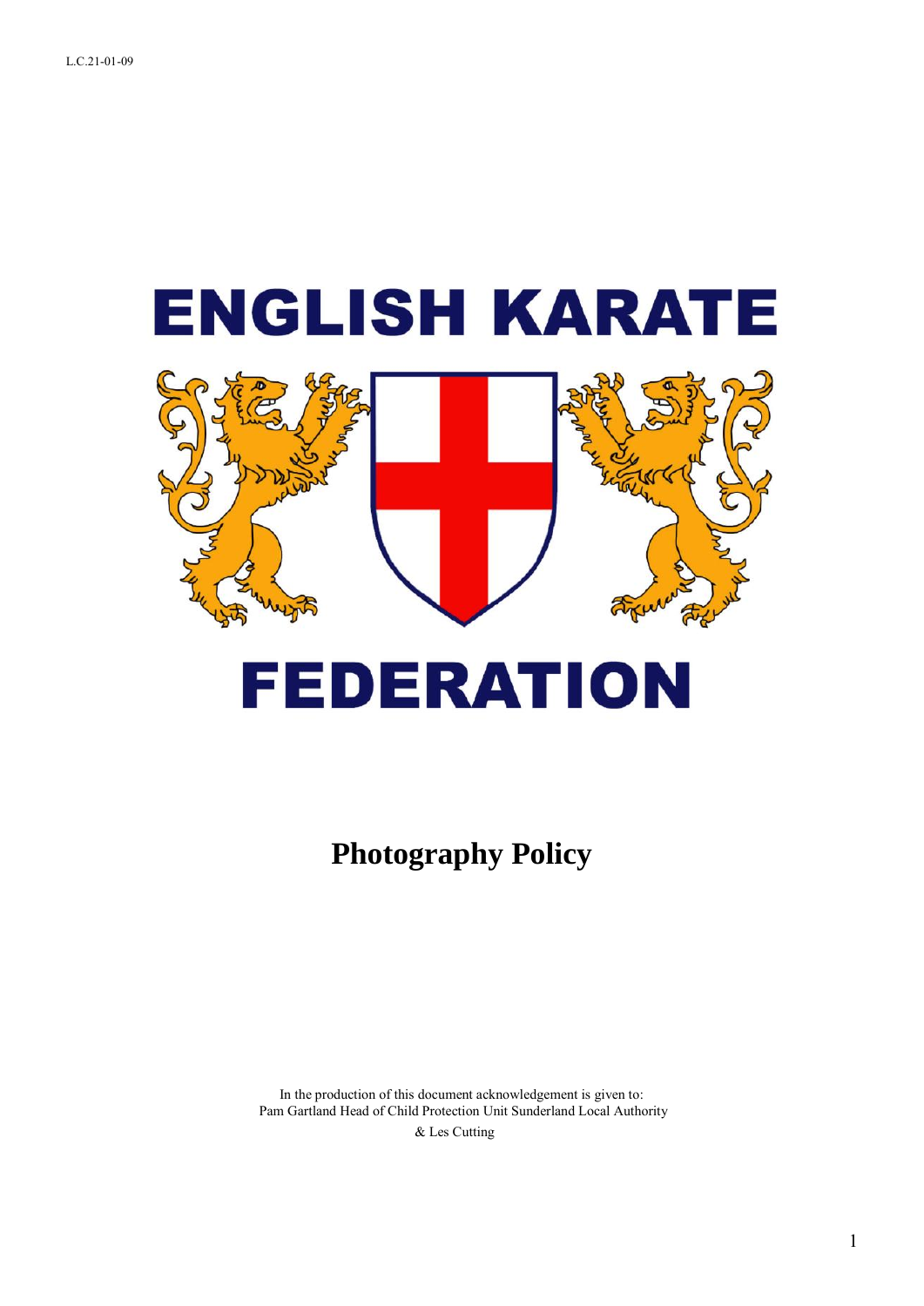L.C.21-01-09

# ENGLISH KARATE FEDERATION

# Photography Policy

In the production of this document acknowledgement is given to:
Pam Gartland Head of Child Protection Unit Sunderland Local Authority
& Les Cutting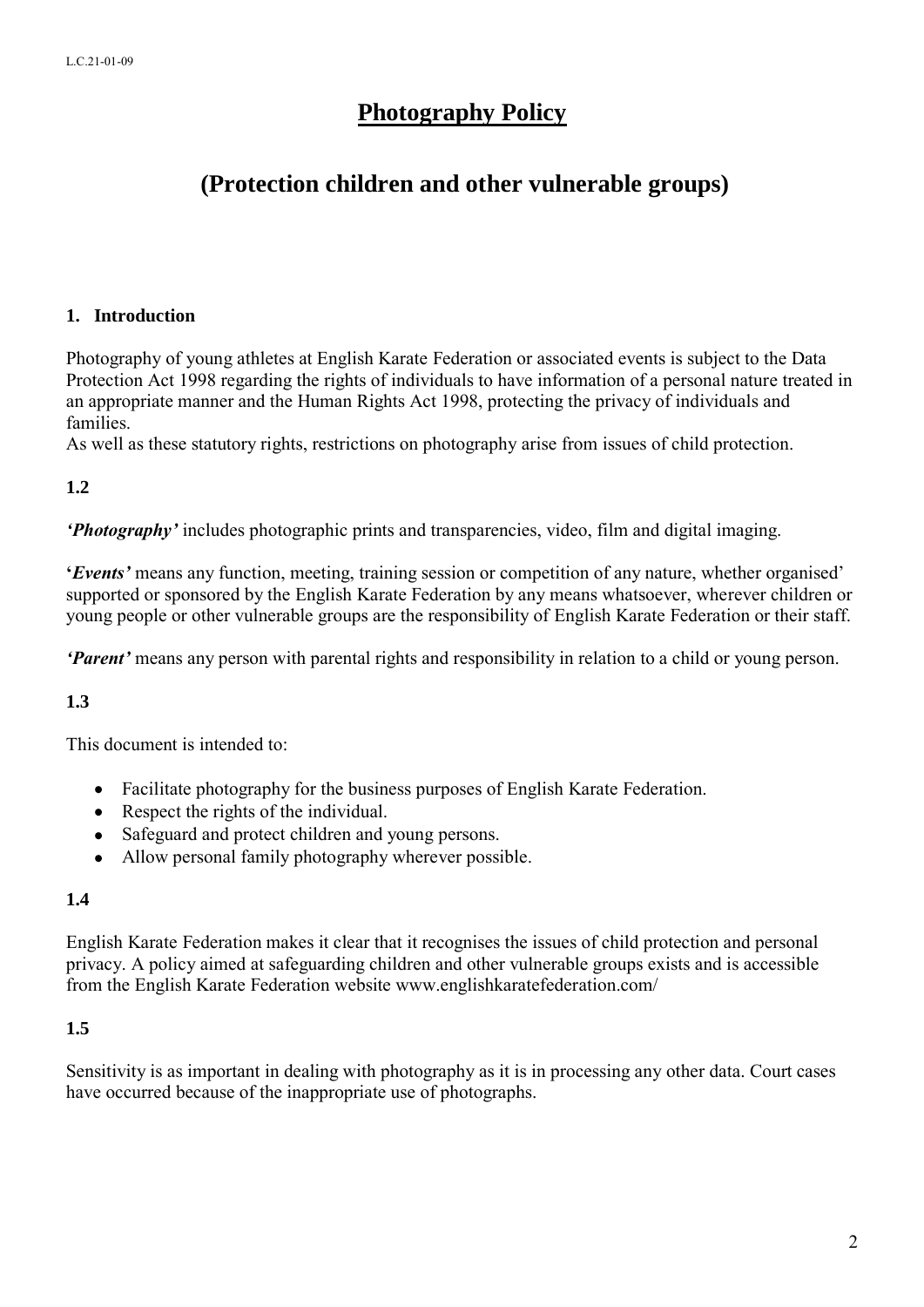# Photography Policy

## (Protection children and other vulnerable groups)

### 1. Introduction

Photography of young athletes at English Karate Federation or associated events is subject to the Data Protection Act 1998 regarding the rights of individuals to have information of a personal nature treated in an appropriate manner and the Human Rights Act 1998, protecting the privacy of individuals and families.
As well as these statutory rights, restrictions on photography arise from issues of child protection.

**1.2**

***'Photography'*** includes photographic prints and transparencies, video, film and digital imaging.

**'*Events'*** means any function, meeting, training session or competition of any nature, whether organised' supported or sponsored by the English Karate Federation by any means whatsoever, wherever children or young people or other vulnerable groups are the responsibility of English Karate Federation or their staff.

***'Parent'*** means any person with parental rights and responsibility in relation to a child or young person.

**1.3**

This document is intended to:

- Facilitate photography for the business purposes of English Karate Federation.
- Respect the rights of the individual.
- Safeguard and protect children and young persons.
- Allow personal family photography wherever possible.

**1.4**

English Karate Federation makes it clear that it recognises the issues of child protection and personal privacy. A policy aimed at safeguarding children and other vulnerable groups exists and is accessible from the English Karate Federation website www.englishkaratefederation.com/

**1.5**

Sensitivity is as important in dealing with photography as it is in processing any other data. Court cases have occurred because of the inappropriate use of photographs.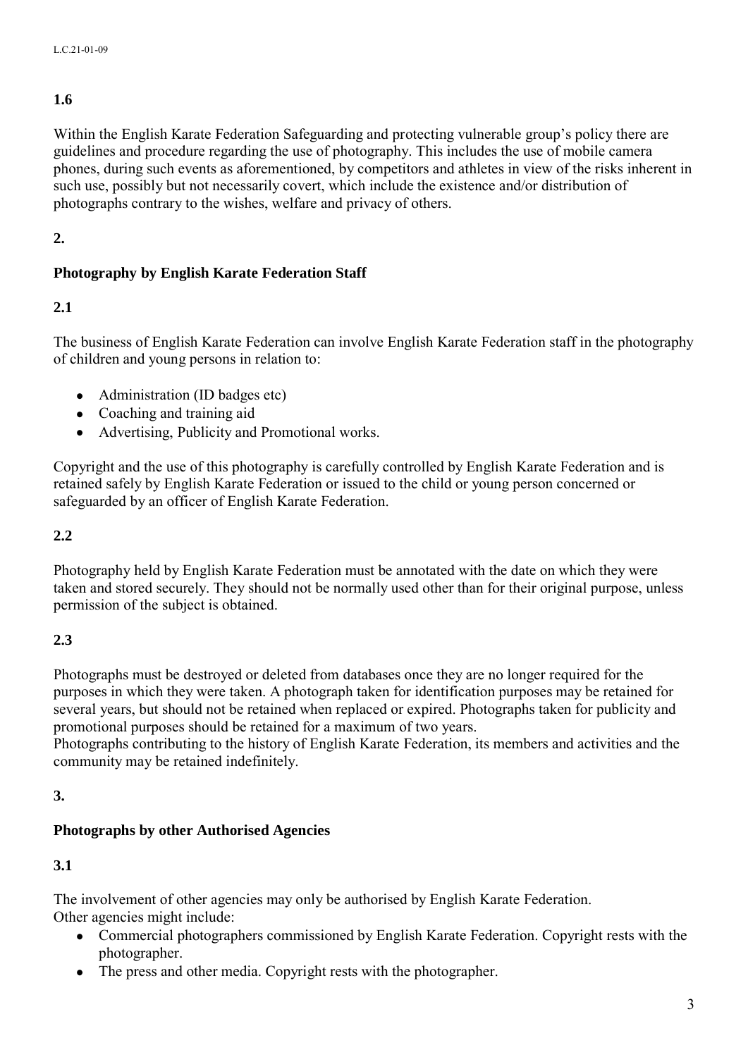**1.6**

Within the English Karate Federation Safeguarding and protecting vulnerable group's policy there are guidelines and procedure regarding the use of photography. This includes the use of mobile camera phones, during such events as aforementioned, by competitors and athletes in view of the risks inherent in such use, possibly but not necessarily covert, which include the existence and/or distribution of photographs contrary to the wishes, welfare and privacy of others.

**2.**

**Photography by English Karate Federation Staff**

**2.1**

The business of English Karate Federation can involve English Karate Federation staff in the photography of children and young persons in relation to:

- Administration (ID badges etc)
- Coaching and training aid
- Advertising, Publicity and Promotional works.

Copyright and the use of this photography is carefully controlled by English Karate Federation and is retained safely by English Karate Federation or issued to the child or young person concerned or safeguarded by an officer of English Karate Federation.

**2.2**

Photography held by English Karate Federation must be annotated with the date on which they were taken and stored securely. They should not be normally used other than for their original purpose, unless permission of the subject is obtained.

**2.3**

Photographs must be destroyed or deleted from databases once they are no longer required for the purposes in which they were taken. A photograph taken for identification purposes may be retained for several years, but should not be retained when replaced or expired. Photographs taken for publicity and promotional purposes should be retained for a maximum of two years.
Photographs contributing to the history of English Karate Federation, its members and activities and the community may be retained indefinitely.

**3.**

**Photographs by other Authorised Agencies**

**3.1**

The involvement of other agencies may only be authorised by English Karate Federation.
Other agencies might include:

- Commercial photographers commissioned by English Karate Federation. Copyright rests with the photographer.
- The press and other media. Copyright rests with the photographer.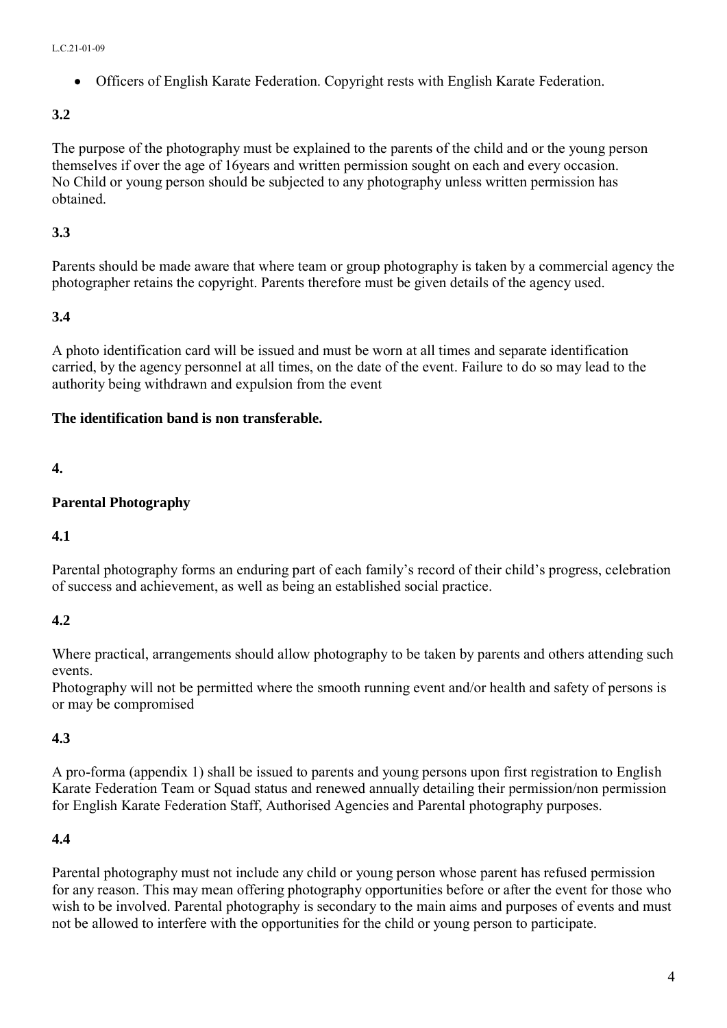- Officers of English Karate Federation. Copyright rests with English Karate Federation.

**3.2**

The purpose of the photography must be explained to the parents of the child and or the young person themselves if over the age of 16years and written permission sought on each and every occasion.
No Child or young person should be subjected to any photography unless written permission has obtained.

**3.3**

Parents should be made aware that where team or group photography is taken by a commercial agency the photographer retains the copyright. Parents therefore must be given details of the agency used.

**3.4**

A photo identification card will be issued and must be worn at all times and separate identification carried, by the agency personnel at all times, on the date of the event. Failure to do so may lead to the authority being withdrawn and expulsion from the event

**The identification band is non transferable.**

**4.**

**Parental Photography**

**4.1**

Parental photography forms an enduring part of each family's record of their child's progress, celebration of success and achievement, as well as being an established social practice.

**4.2**

Where practical, arrangements should allow photography to be taken by parents and others attending such events.
Photography will not be permitted where the smooth running event and/or health and safety of persons is or may be compromised

**4.3**

A pro-forma (appendix 1) shall be issued to parents and young persons upon first registration to English Karate Federation Team or Squad status and renewed annually detailing their permission/non permission for English Karate Federation Staff, Authorised Agencies and Parental photography purposes.

**4.4**

Parental photography must not include any child or young person whose parent has refused permission for any reason. This may mean offering photography opportunities before or after the event for those who wish to be involved. Parental photography is secondary to the main aims and purposes of events and must not be allowed to interfere with the opportunities for the child or young person to participate.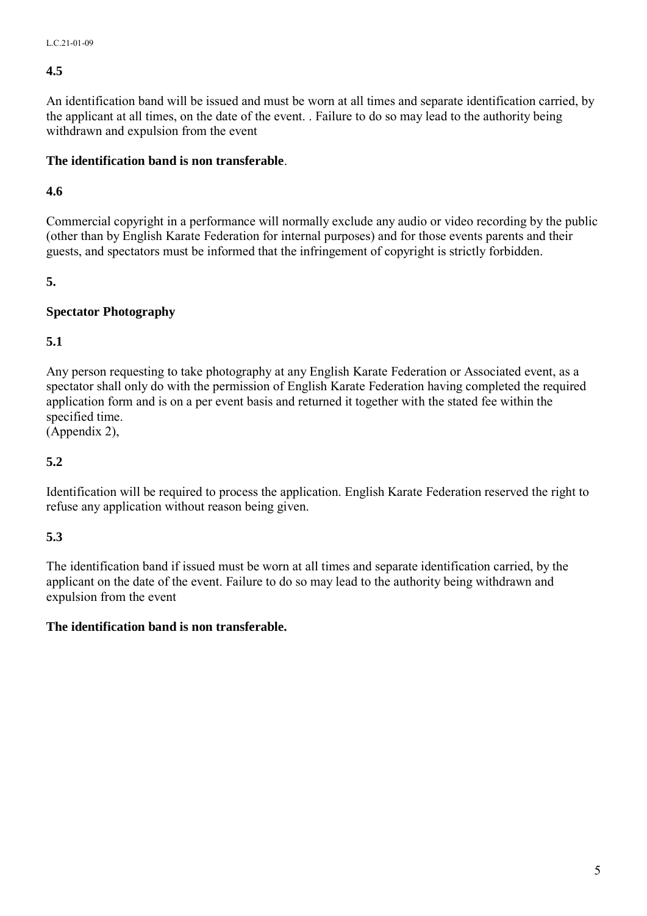**4.5**

An identification band will be issued and must be worn at all times and separate identification carried, by the applicant at all times, on the date of the event. . Failure to do so may lead to the authority being withdrawn and expulsion from the event

**The identification band is non transferable**.

**4.6**

Commercial copyright in a performance will normally exclude any audio or video recording by the public (other than by English Karate Federation for internal purposes) and for those events parents and their guests, and spectators must be informed that the infringement of copyright is strictly forbidden.

**5.**

**Spectator Photography**

**5.1**

Any person requesting to take photography at any English Karate Federation or Associated event, as a spectator shall only do with the permission of English Karate Federation having completed the required application form and is on a per event basis and returned it together with the stated fee within the specified time.
(Appendix 2),

**5.2**

Identification will be required to process the application. English Karate Federation reserved the right to refuse any application without reason being given.

**5.3**

The identification band if issued must be worn at all times and separate identification carried, by the applicant on the date of the event. Failure to do so may lead to the authority being withdrawn and expulsion from the event

**The identification band is non transferable.**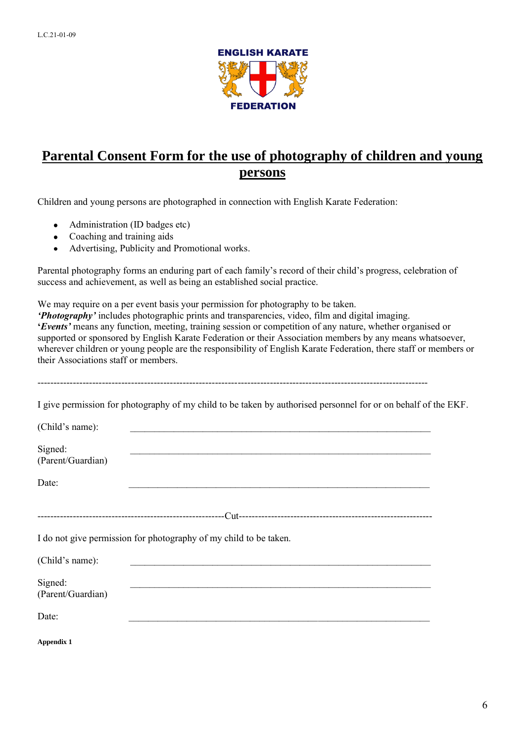L.C.21-01-09

ENGLISH KARATE

FEDERATION

# Parental Consent Form for the use of photography of children and young persons

Children and young persons are photographed in connection with English Karate Federation:

- Administration (ID badges etc)
- Coaching and training aids
- Advertising, Publicity and Promotional works.

Parental photography forms an enduring part of each family's record of their child's progress, celebration of success and achievement, as well as being an established social practice.

We may require on a per event basis your permission for photography to be taken.
***'Photography'*** includes photographic prints and transparencies, video, film and digital imaging.
**'*Events'*** means any function, meeting, training session or competition of any nature, whether organised or supported or sponsored by English Karate Federation or their Association members by any means whatsoever, wherever children or young people are the responsibility of English Karate Federation, there staff or members or their Associations staff or members.

---

I give permission for photography of my child to be taken by authorised personnel for or on behalf of the EKF.

(Child's name): ______________________________________________

Signed:
(Parent/Guardian) ______________________________________________

Date: ______________________________________________

-----------------------------------------------------------Cut-----------------------------------------------------------

I do not give permission for photography of my child to be taken.

(Child's name): ______________________________________________

Signed:
(Parent/Guardian) ______________________________________________

Date: ______________________________________________

**Appendix 1**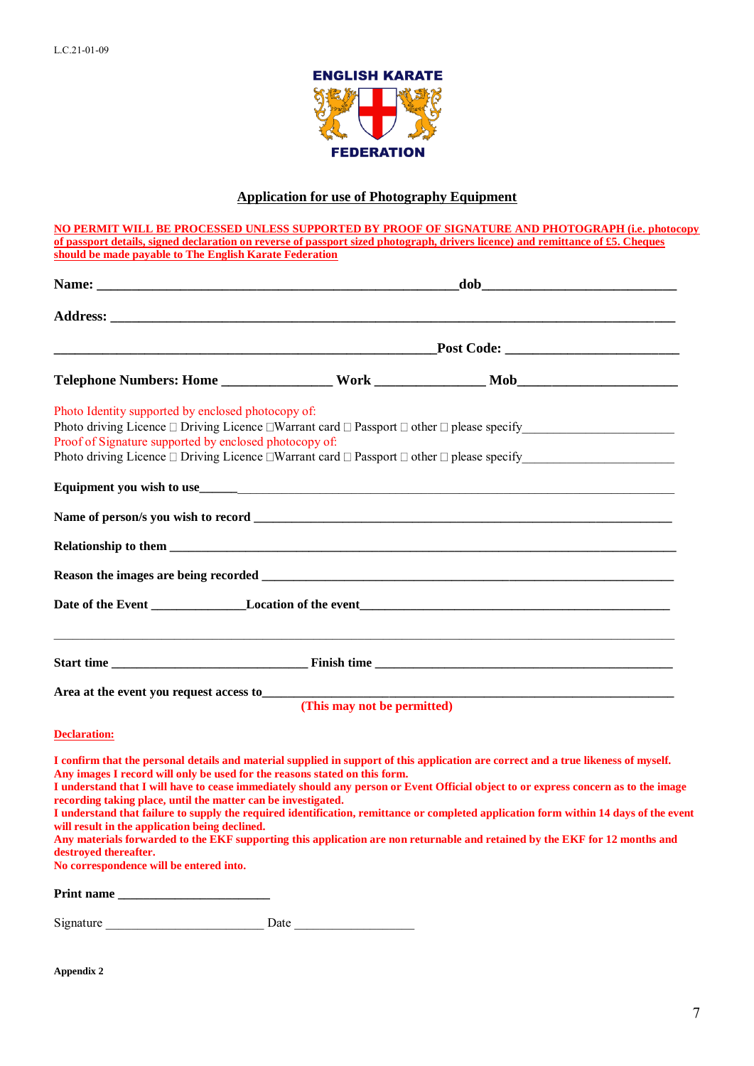L.C.21-01-09

ENGLISH KARATE FEDERATION

## Application for use of Photography Equipment

**NO PERMIT WILL BE PROCESSED UNLESS SUPPORTED BY PROOF OF SIGNATURE AND PHOTOGRAPH (i.e. photocopy of passport details, signed declaration on reverse of passport sized photograph, drivers licence) and remittance of £5. Cheques should be made payable to The English Karate Federation**

**Name:** _______________________________________________ **dob** ___________________________

**Address:** ___________________________________________________________________________

_______________________________________________ **Post Code:** _______________________

**Telephone Numbers: Home** _______________ **Work** _______________ **Mob** ______________________

Photo Identity supported by enclosed photocopy of:
Photo driving Licence ☐ Driving Licence ☐ Warrant card ☐ Passport ☐ other ☐ please specify ______________________
Proof of Signature supported by enclosed photocopy of:
Photo driving Licence ☐ Driving Licence ☐ Warrant card ☐ Passport ☐ other ☐ please specify ______________________

**Equipment you wish to use** ___________________________________________________________

**Name of person/s you wish to record** ______________________________________________________

**Relationship to them** _________________________________________________________________

**Reason the images are being recorded** ____________________________________________________

**Date of the Event** ______________ **Location of the event** ________________________________________

_______________________________________________________________________________________

**Start time** ____________________________ **Finish time** ___________________________________

**Area at the event you request access to** ___________________________________________________
**(This may not be permitted)**

**Declaration:**

**I confirm that the personal details and material supplied in support of this application are correct and a true likeness of myself.**
**Any images I record will only be used for the reasons stated on this form.**
**I understand that I will have to cease immediately should any person or Event Official object to or express concern as to the image recording taking place, until the matter can be investigated.**
**I understand that failure to supply the required identification, remittance or completed application form within 14 days of the event will result in the application being declined.**
**Any materials forwarded to the EKF supporting this application are non returnable and retained by the EKF for 12 months and destroyed thereafter.**
**No correspondence will be entered into.**

**Print name** ______________________

Signature ______________________ Date __________________

**Appendix 2**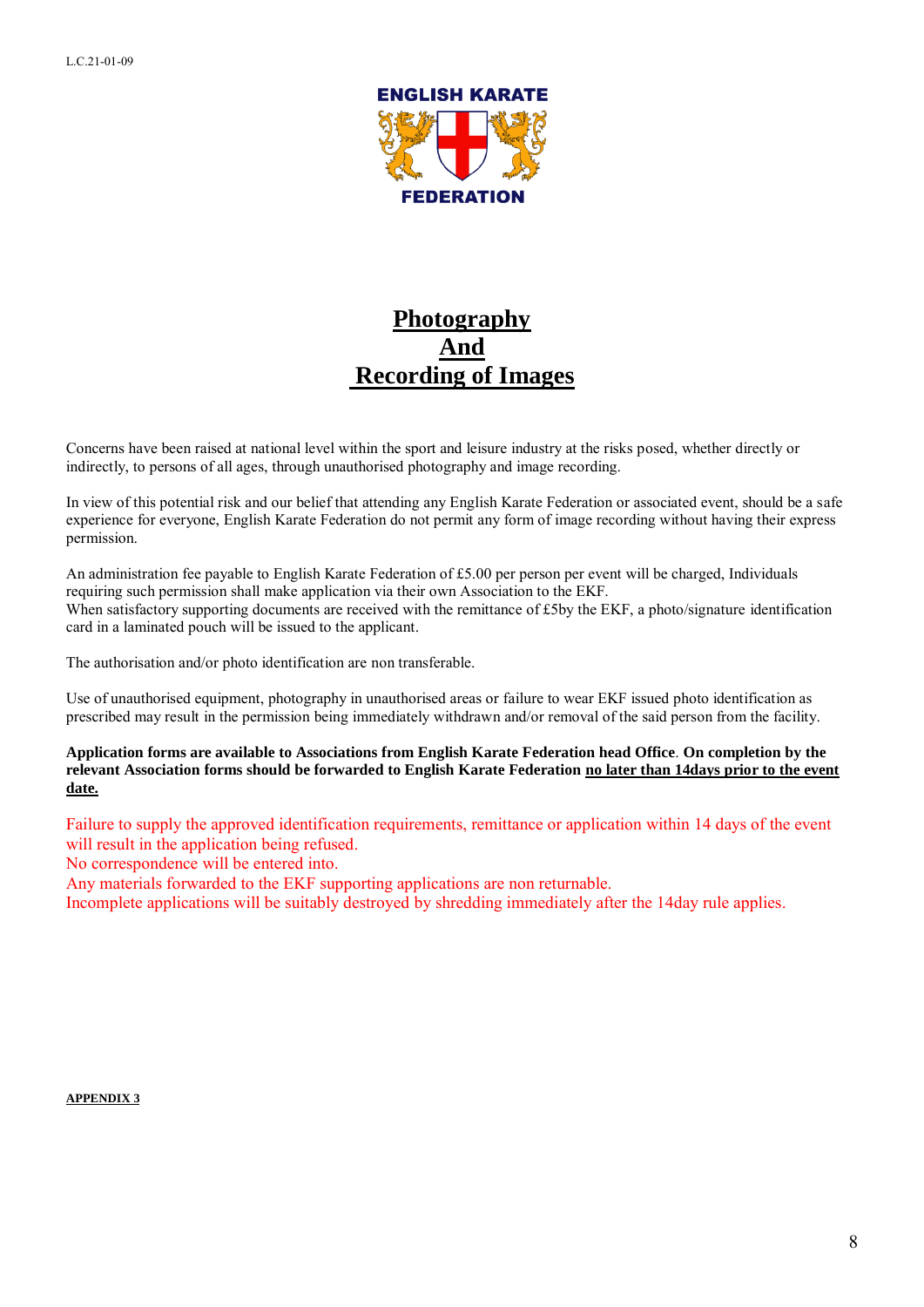L.C.21-01-09

ENGLISH KARATE

FEDERATION

# Photography And Recording of Images

Concerns have been raised at national level within the sport and leisure industry at the risks posed, whether directly or indirectly, to persons of all ages, through unauthorised photography and image recording.

In view of this potential risk and our belief that attending any English Karate Federation or associated event, should be a safe experience for everyone, English Karate Federation do not permit any form of image recording without having their express permission.

An administration fee payable to English Karate Federation of £5.00 per person per event will be charged, Individuals requiring such permission shall make application via their own Association to the EKF.
When satisfactory supporting documents are received with the remittance of £5by the EKF, a photo/signature identification card in a laminated pouch will be issued to the applicant.

The authorisation and/or photo identification are non transferable.

Use of unauthorised equipment, photography in unauthorised areas or failure to wear EKF issued photo identification as prescribed may result in the permission being immediately withdrawn and/or removal of the said person from the facility.

**Application forms are available to Associations from English Karate Federation head Office**. **On completion by the relevant Association forms should be forwarded to English Karate Federation no later than 14days prior to the event date.**

Failure to supply the approved identification requirements, remittance or application within 14 days of the event will result in the application being refused.
No correspondence will be entered into.
Any materials forwarded to the EKF supporting applications are non returnable.
Incomplete applications will be suitably destroyed by shredding immediately after the 14day rule applies.

**APPENDIX 3**